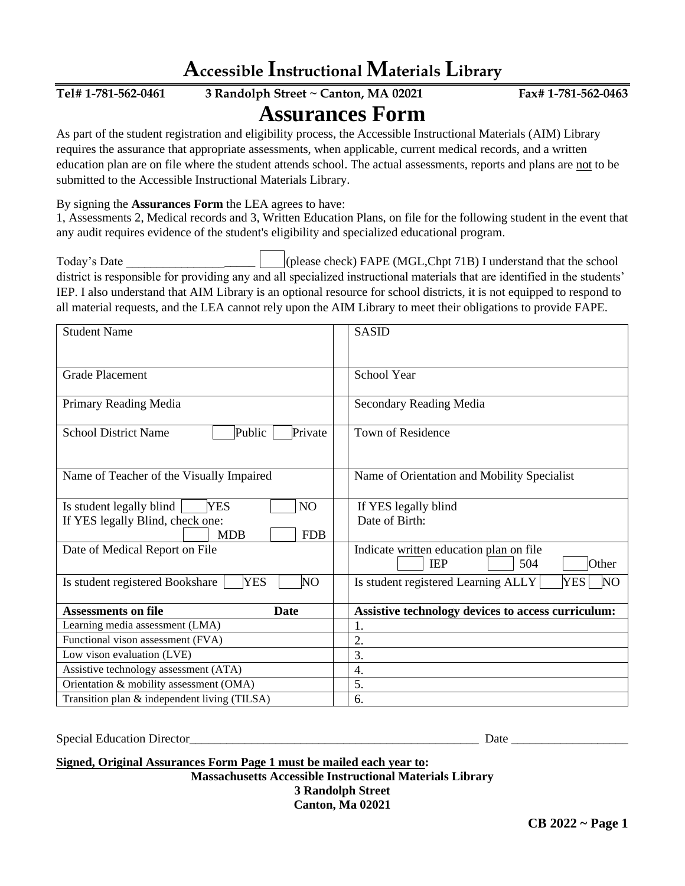# Accessible Instructional Materials Library

**Tel# 1-781-562-0461** **3 Randolph Street ~ Canton, MA 02021** **Fax# 1-781-562-0463**

## Assurances Form

As part of the student registration and eligibility process, the Accessible Instructional Materials (AIM) Library requires the assurance that appropriate assessments, when applicable, current medical records, and a written education plan are on file where the student attends school. The actual assessments, reports and plans are not to be submitted to the Accessible Instructional Materials Library.

By signing the **Assurances Form** the LEA agrees to have:
1, Assessments 2, Medical records and 3, Written Education Plans, on file for the following student in the event that any audit requires evidence of the student's eligibility and specialized educational program.

Today's Date _____________________ ☐ (please check) FAPE (MGL,Chpt 71B) I understand that the school district is responsible for providing any and all specialized instructional materials that are identified in the students' IEP. I also understand that AIM Library is an optional resource for school districts, it is not equipped to respond to all material requests, and the LEA cannot rely upon the AIM Library to meet their obligations to provide FAPE.

| | |
|---|---|
| Student Name | SASID |
| Grade Placement | School Year |
| Primary Reading Media | Secondary Reading Media |
| School District Name ☐ Public ☐ Private | Town of Residence |
| Name of Teacher of the Visually Impaired | Name of Orientation and Mobility Specialist |
| Is student legally blind ☐ YES ☐ NO<br>If YES legally Blind, check one: ☐ MDB ☐ FDB | If YES legally blind<br>Date of Birth: |
| Date of Medical Report on File | Indicate written education plan on file<br>☐ IEP ☐ 504 ☐ Other |
| Is student registered Bookshare ☐ YES ☐ NO | Is student registered Learning ALLY ☐ YES ☐ NO |

| **Assessments on file** | **Date** | **Assistive technology devices to access curriculum:** |
|---|---|---|
| Learning media assessment (LMA) | | 1. |
| Functional vison assessment (FVA) | | 2. |
| Low vison evaluation (LVE) | | 3. |
| Assistive technology assessment (ATA) | | 4. |
| Orientation & mobility assessment (OMA) | | 5. |
| Transition plan & independent living (TILSA) | | 6. |

Special Education Director_________________________________________________ Date ___________________

**Signed, Original Assurances Form Page 1 must be mailed each year to:**

**Massachusetts Accessible Instructional Materials Library**
**3 Randolph Street**
**Canton, Ma 02021**

**CB 2022 ~ Page 1**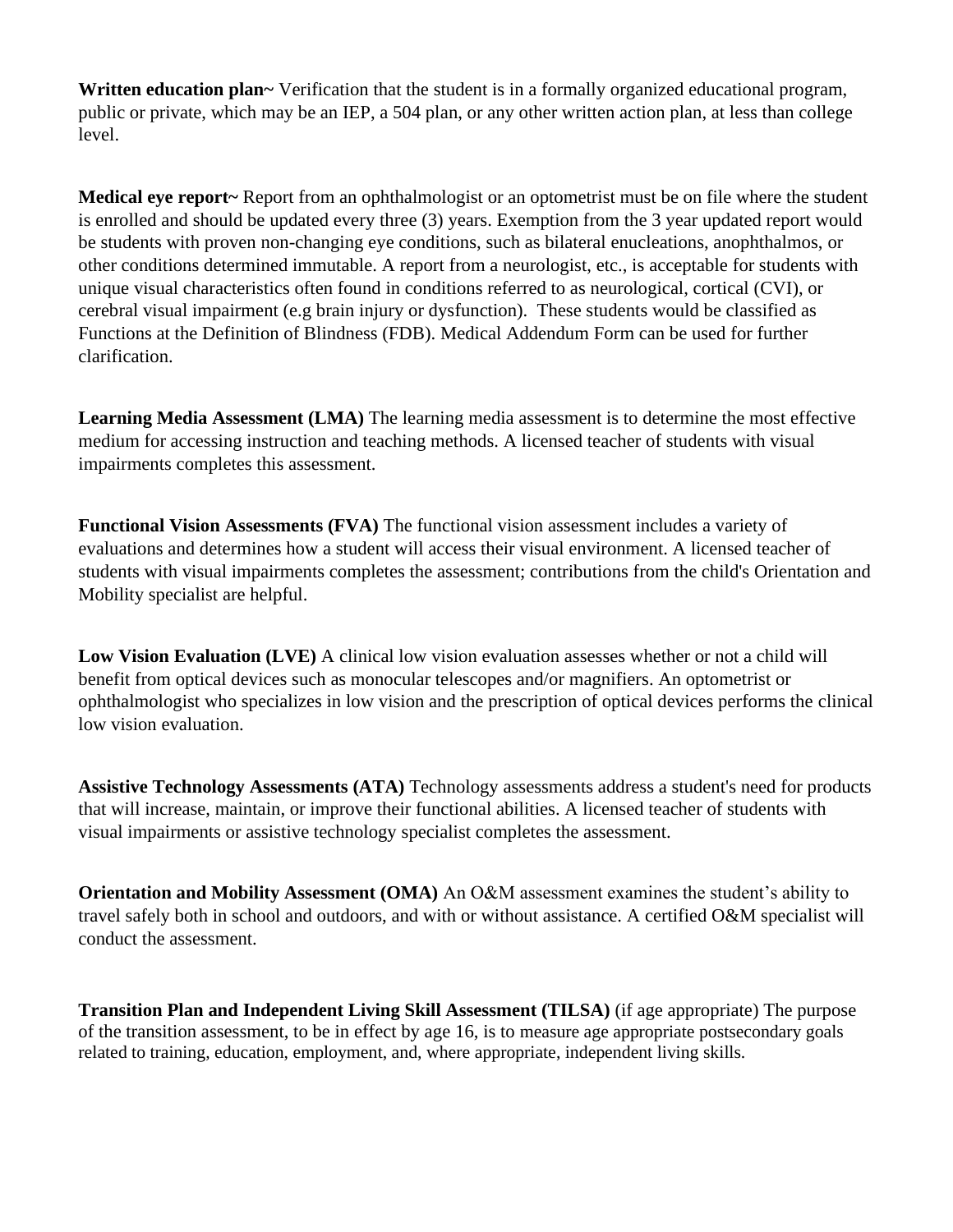**Written education plan~** Verification that the student is in a formally organized educational program, public or private, which may be an IEP, a 504 plan, or any other written action plan, at less than college level.

**Medical eye report~** Report from an ophthalmologist or an optometrist must be on file where the student is enrolled and should be updated every three (3) years. Exemption from the 3 year updated report would be students with proven non-changing eye conditions, such as bilateral enucleations, anophthalmos, or other conditions determined immutable. A report from a neurologist, etc., is acceptable for students with unique visual characteristics often found in conditions referred to as neurological, cortical (CVI), or cerebral visual impairment (e.g brain injury or dysfunction). These students would be classified as Functions at the Definition of Blindness (FDB). Medical Addendum Form can be used for further clarification.

**Learning Media Assessment (LMA)** The learning media assessment is to determine the most effective medium for accessing instruction and teaching methods. A licensed teacher of students with visual impairments completes this assessment.

**Functional Vision Assessments (FVA)** The functional vision assessment includes a variety of evaluations and determines how a student will access their visual environment. A licensed teacher of students with visual impairments completes the assessment; contributions from the child's Orientation and Mobility specialist are helpful.

**Low Vision Evaluation (LVE)** A clinical low vision evaluation assesses whether or not a child will benefit from optical devices such as monocular telescopes and/or magnifiers. An optometrist or ophthalmologist who specializes in low vision and the prescription of optical devices performs the clinical low vision evaluation.

**Assistive Technology Assessments (ATA)** Technology assessments address a student's need for products that will increase, maintain, or improve their functional abilities. A licensed teacher of students with visual impairments or assistive technology specialist completes the assessment.

**Orientation and Mobility Assessment (OMA)** An O&M assessment examines the student's ability to travel safely both in school and outdoors, and with or without assistance. A certified O&M specialist will conduct the assessment.

**Transition Plan and Independent Living Skill Assessment (TILSA)** (if age appropriate) The purpose of the transition assessment, to be in effect by age 16, is to measure age appropriate postsecondary goals related to training, education, employment, and, where appropriate, independent living skills.